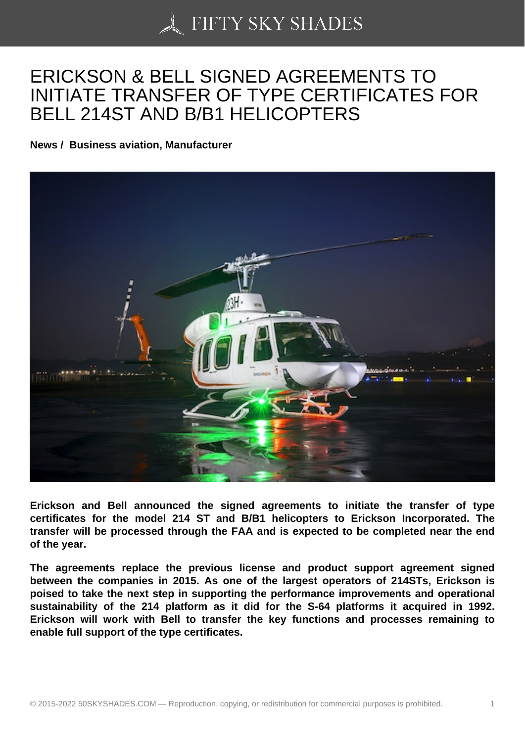# ERICKSON & BELL SIGNED AGREEMENTS TO INITIATE TRANSFER OF TYPE CERTIFICATES FOR BELL 214ST AND B/B1 HELICOPTERS

**News / Business aviation, Manufacturer**

**Erickson and Bell announced the signed agreements to initiate the transfer of type certificates for the model 214 ST and B/B1 helicopters to Erickson Incorporated. The transfer will be processed through the FAA and is expected to be completed near the end of the year.**

**The agreements replace the previous license and product support agreement signed between the companies in 2015. As one of the largest operators of 214STs, Erickson is poised to take the next step in supporting the performance improvements and operational sustainability of the 214 platform as it did for the S-64 platforms it acquired in 1992. Erickson will work with Bell to transfer the key functions and processes remaining to enable full support of the type certificates.**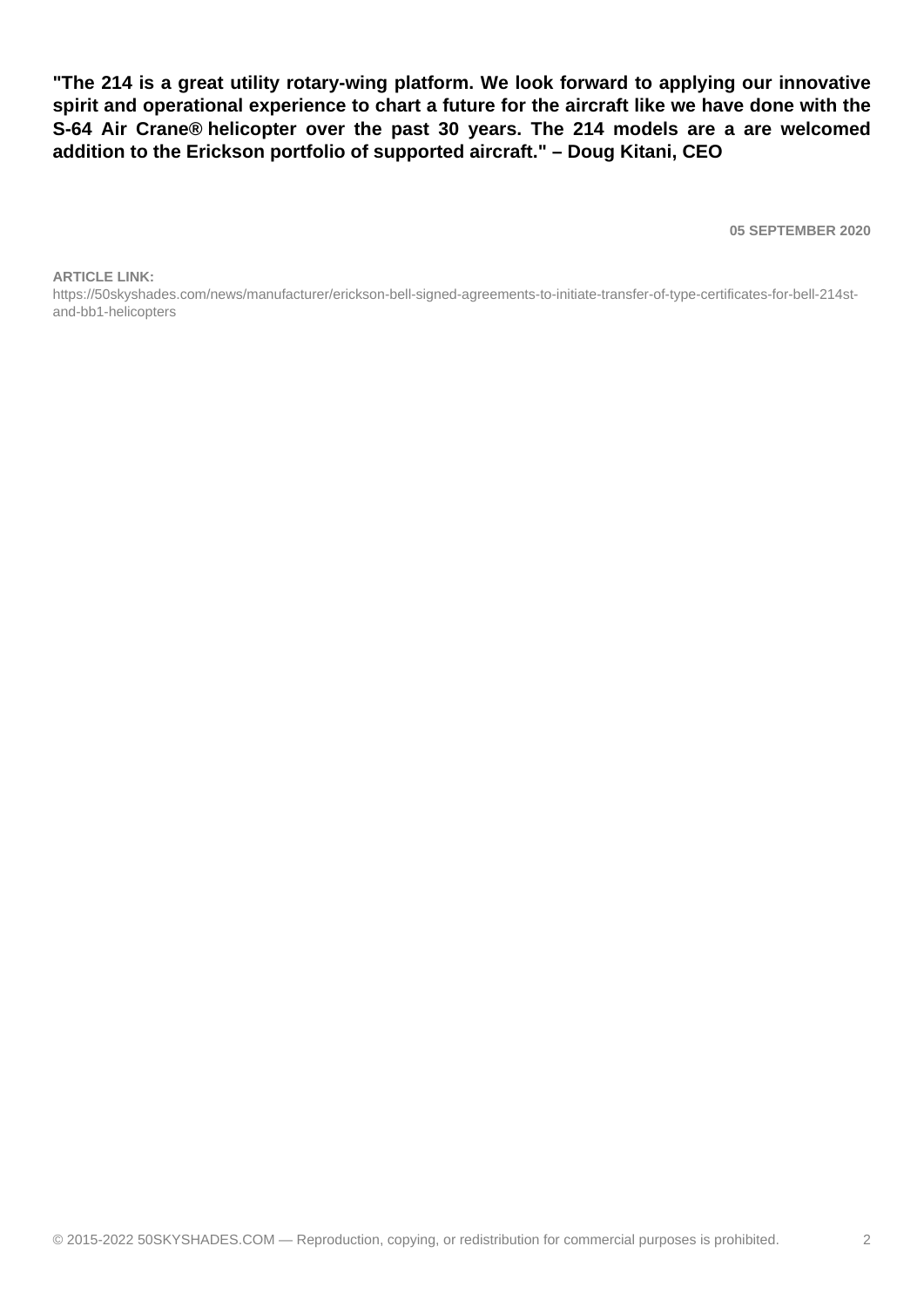**"The 214 is a great utility rotary-wing platform. We look forward to applying our innovative spirit and operational experience to chart a future for the aircraft like we have done with the S-64 Air Crane® helicopter over the past 30 years. The 214 models are a are welcomed addition to the Erickson portfolio of supported aircraft." – Doug Kitani, CEO**

**05 SEPTEMBER 2020**

**ARTICLE LINK:**
https://50skyshades.com/news/manufacturer/erickson-bell-signed-agreements-to-initiate-transfer-of-type-certificates-for-bell-214st-and-bb1-helicopters

© 2015-2022 50SKYSHADES.COM — Reproduction, copying, or redistribution for commercial purposes is prohibited.